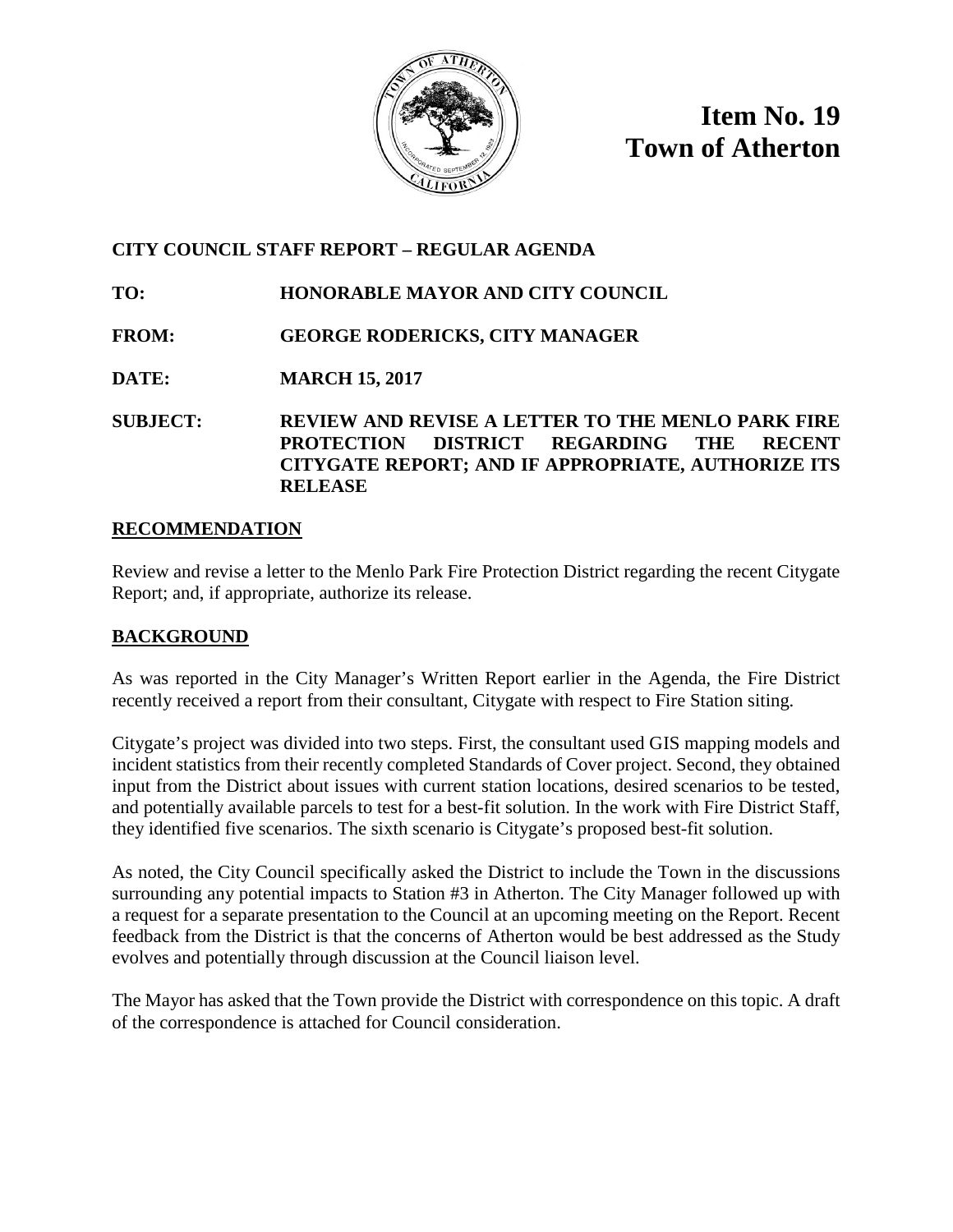# Item No. 19
# Town of Atherton

**CITY COUNCIL STAFF REPORT – REGULAR AGENDA**

**TO:** HONORABLE MAYOR AND CITY COUNCIL

**FROM:** GEORGE RODERICKS, CITY MANAGER

**DATE:** MARCH 15, 2017

**SUBJECT:** REVIEW AND REVISE A LETTER TO THE MENLO PARK FIRE PROTECTION DISTRICT REGARDING THE RECENT CITYGATE REPORT; AND IF APPROPRIATE, AUTHORIZE ITS RELEASE

## RECOMMENDATION

Review and revise a letter to the Menlo Park Fire Protection District regarding the recent Citygate Report; and, if appropriate, authorize its release.

## BACKGROUND

As was reported in the City Manager's Written Report earlier in the Agenda, the Fire District recently received a report from their consultant, Citygate with respect to Fire Station siting.

Citygate's project was divided into two steps. First, the consultant used GIS mapping models and incident statistics from their recently completed Standards of Cover project. Second, they obtained input from the District about issues with current station locations, desired scenarios to be tested, and potentially available parcels to test for a best-fit solution. In the work with Fire District Staff, they identified five scenarios. The sixth scenario is Citygate's proposed best-fit solution.

As noted, the City Council specifically asked the District to include the Town in the discussions surrounding any potential impacts to Station #3 in Atherton. The City Manager followed up with a request for a separate presentation to the Council at an upcoming meeting on the Report. Recent feedback from the District is that the concerns of Atherton would be best addressed as the Study evolves and potentially through discussion at the Council liaison level.

The Mayor has asked that the Town provide the District with correspondence on this topic. A draft of the correspondence is attached for Council consideration.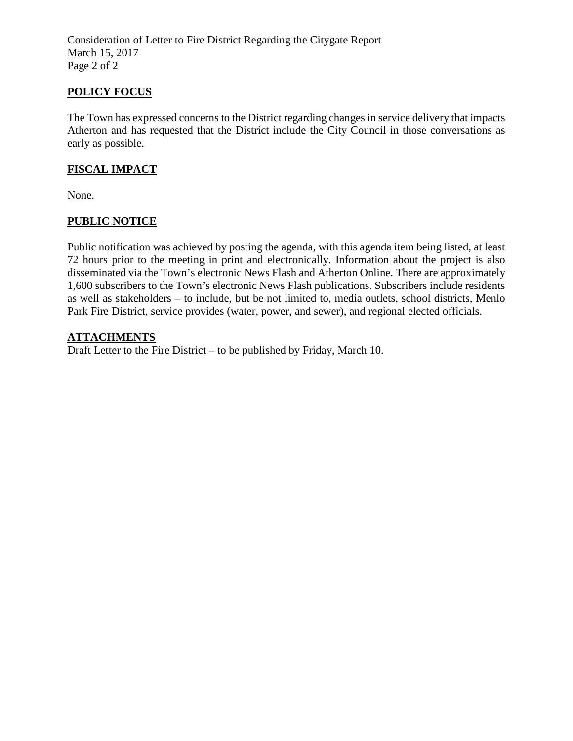## POLICY FOCUS

The Town has expressed concerns to the District regarding changes in service delivery that impacts Atherton and has requested that the District include the City Council in those conversations as early as possible.

## FISCAL IMPACT

None.

## PUBLIC NOTICE

Public notification was achieved by posting the agenda, with this agenda item being listed, at least 72 hours prior to the meeting in print and electronically. Information about the project is also disseminated via the Town's electronic News Flash and Atherton Online. There are approximately 1,600 subscribers to the Town's electronic News Flash publications. Subscribers include residents as well as stakeholders – to include, but be not limited to, media outlets, school districts, Menlo Park Fire District, service provides (water, power, and sewer), and regional elected officials.

## ATTACHMENTS

Draft Letter to the Fire District – to be published by Friday, March 10.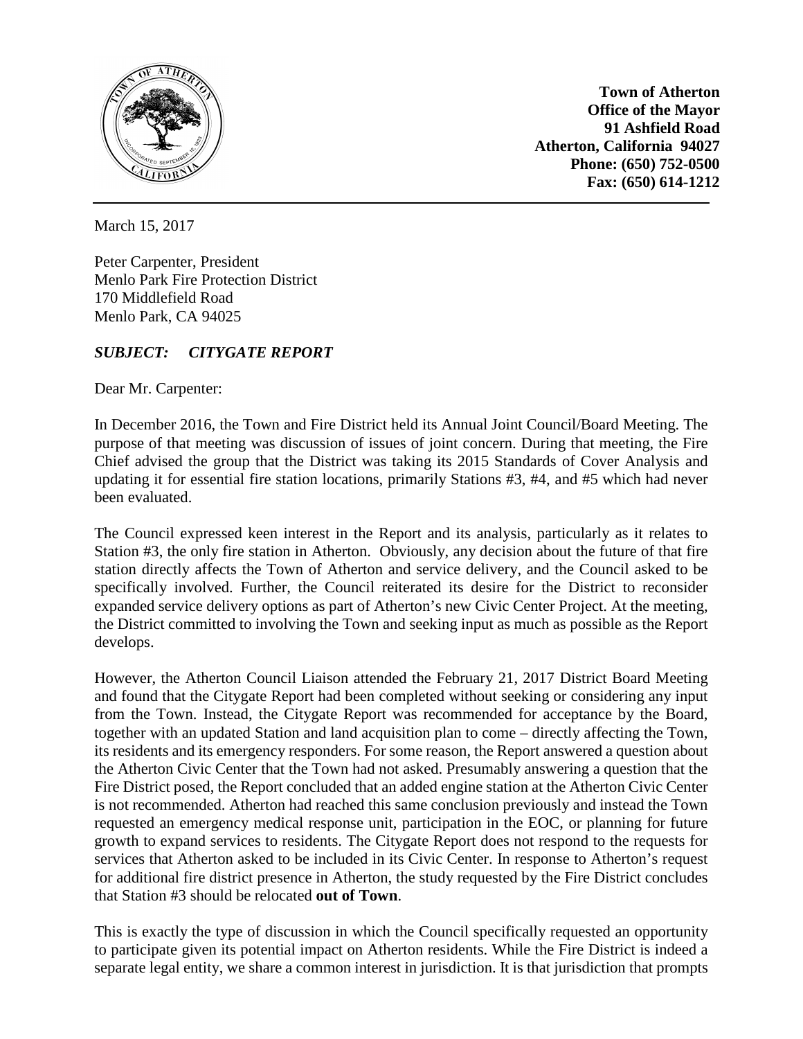**Town of Atherton**
**Office of the Mayor**
**91 Ashfield Road**
**Atherton, California 94027**
**Phone: (650) 752-0500**
**Fax: (650) 614-1212**

March 15, 2017

Peter Carpenter, President
Menlo Park Fire Protection District
170 Middlefield Road
Menlo Park, CA 94025

***SUBJECT: CITYGATE REPORT***

Dear Mr. Carpenter:

In December 2016, the Town and Fire District held its Annual Joint Council/Board Meeting. The purpose of that meeting was discussion of issues of joint concern. During that meeting, the Fire Chief advised the group that the District was taking its 2015 Standards of Cover Analysis and updating it for essential fire station locations, primarily Stations #3, #4, and #5 which had never been evaluated.

The Council expressed keen interest in the Report and its analysis, particularly as it relates to Station #3, the only fire station in Atherton. Obviously, any decision about the future of that fire station directly affects the Town of Atherton and service delivery, and the Council asked to be specifically involved. Further, the Council reiterated its desire for the District to reconsider expanded service delivery options as part of Atherton's new Civic Center Project. At the meeting, the District committed to involving the Town and seeking input as much as possible as the Report develops.

However, the Atherton Council Liaison attended the February 21, 2017 District Board Meeting and found that the Citygate Report had been completed without seeking or considering any input from the Town. Instead, the Citygate Report was recommended for acceptance by the Board, together with an updated Station and land acquisition plan to come – directly affecting the Town, its residents and its emergency responders. For some reason, the Report answered a question about the Atherton Civic Center that the Town had not asked. Presumably answering a question that the Fire District posed, the Report concluded that an added engine station at the Atherton Civic Center is not recommended. Atherton had reached this same conclusion previously and instead the Town requested an emergency medical response unit, participation in the EOC, or planning for future growth to expand services to residents. The Citygate Report does not respond to the requests for services that Atherton asked to be included in its Civic Center. In response to Atherton's request for additional fire district presence in Atherton, the study requested by the Fire District concludes that Station #3 should be relocated **out of Town**.

This is exactly the type of discussion in which the Council specifically requested an opportunity to participate given its potential impact on Atherton residents. While the Fire District is indeed a separate legal entity, we share a common interest in jurisdiction. It is that jurisdiction that prompts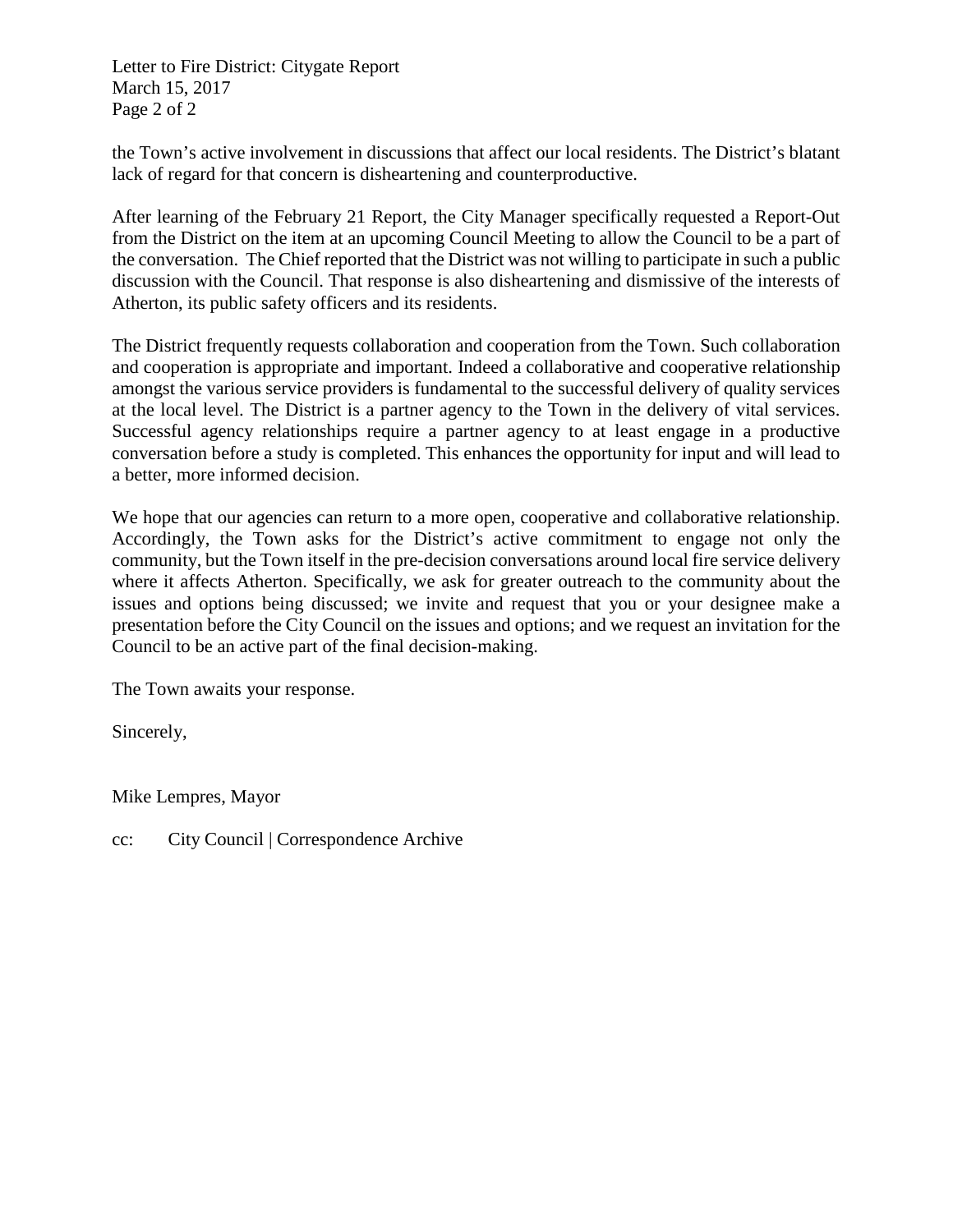the Town's active involvement in discussions that affect our local residents. The District's blatant lack of regard for that concern is disheartening and counterproductive.

After learning of the February 21 Report, the City Manager specifically requested a Report-Out from the District on the item at an upcoming Council Meeting to allow the Council to be a part of the conversation. The Chief reported that the District was not willing to participate in such a public discussion with the Council. That response is also disheartening and dismissive of the interests of Atherton, its public safety officers and its residents.

The District frequently requests collaboration and cooperation from the Town. Such collaboration and cooperation is appropriate and important. Indeed a collaborative and cooperative relationship amongst the various service providers is fundamental to the successful delivery of quality services at the local level. The District is a partner agency to the Town in the delivery of vital services. Successful agency relationships require a partner agency to at least engage in a productive conversation before a study is completed. This enhances the opportunity for input and will lead to a better, more informed decision.

We hope that our agencies can return to a more open, cooperative and collaborative relationship. Accordingly, the Town asks for the District's active commitment to engage not only the community, but the Town itself in the pre-decision conversations around local fire service delivery where it affects Atherton. Specifically, we ask for greater outreach to the community about the issues and options being discussed; we invite and request that you or your designee make a presentation before the City Council on the issues and options; and we request an invitation for the Council to be an active part of the final decision-making.

The Town awaits your response.

Sincerely,

Mike Lempres, Mayor

cc: City Council | Correspondence Archive